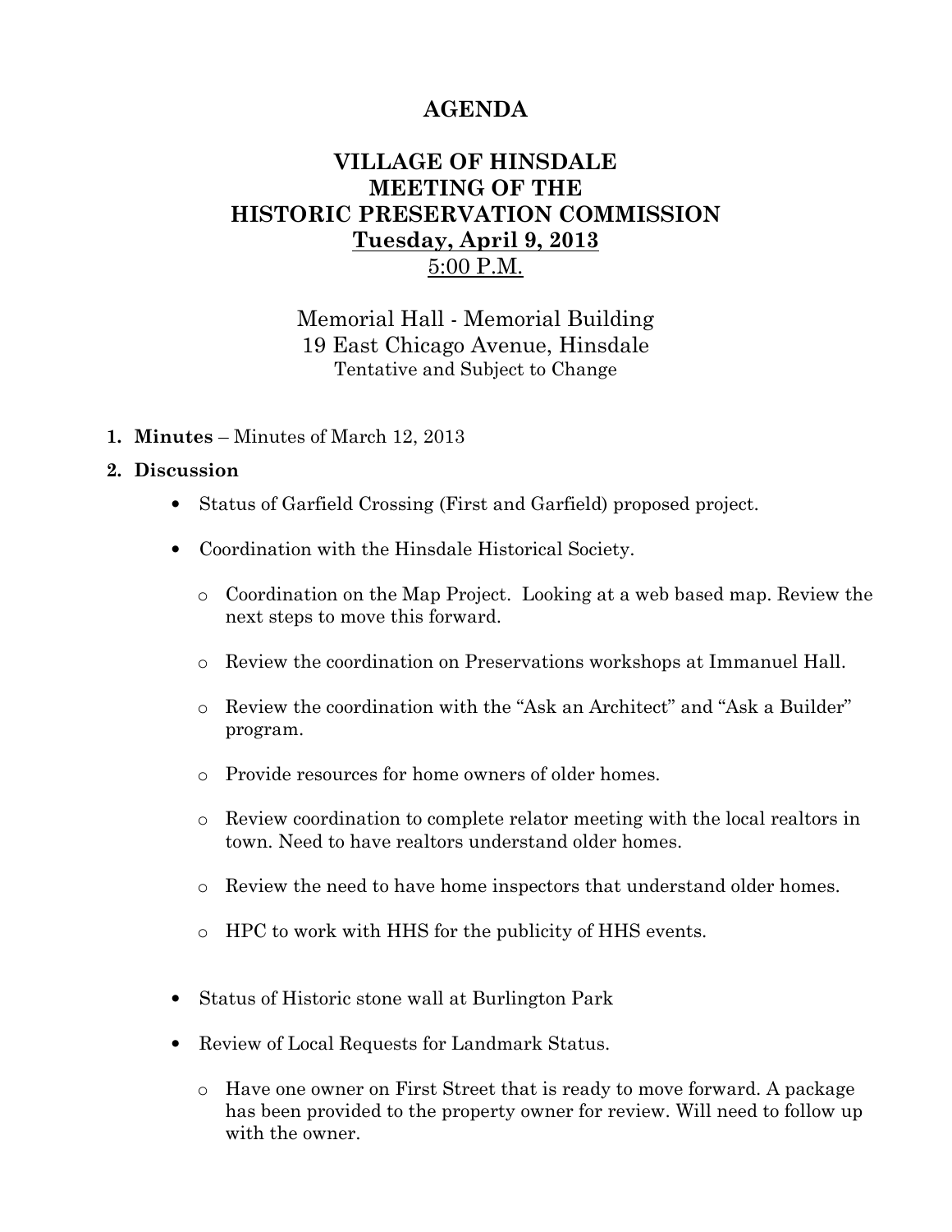# AGENDA

## VILLAGE OF HINSDALE
## MEETING OF THE
## HISTORIC PRESERVATION COMMISSION
## <u>Tuesday, April 9, 2013</u>
## <u>5:00 P.M.</u>

Memorial Hall - Memorial Building
19 East Chicago Avenue, Hinsdale
Tentative and Subject to Change

1. **Minutes** – Minutes of March 12, 2013

2. **Discussion**

   - Status of Garfield Crossing (First and Garfield) proposed project.

   - Coordination with the Hinsdale Historical Society.

     - Coordination on the Map Project. Looking at a web based map. Review the next steps to move this forward.

     - Review the coordination on Preservations workshops at Immanuel Hall.

     - Review the coordination with the "Ask an Architect" and "Ask a Builder" program.

     - Provide resources for home owners of older homes.

     - Review coordination to complete relator meeting with the local realtors in town. Need to have realtors understand older homes.

     - Review the need to have home inspectors that understand older homes.

     - HPC to work with HHS for the publicity of HHS events.

   - Status of Historic stone wall at Burlington Park

   - Review of Local Requests for Landmark Status.

     - Have one owner on First Street that is ready to move forward. A package has been provided to the property owner for review. Will need to follow up with the owner.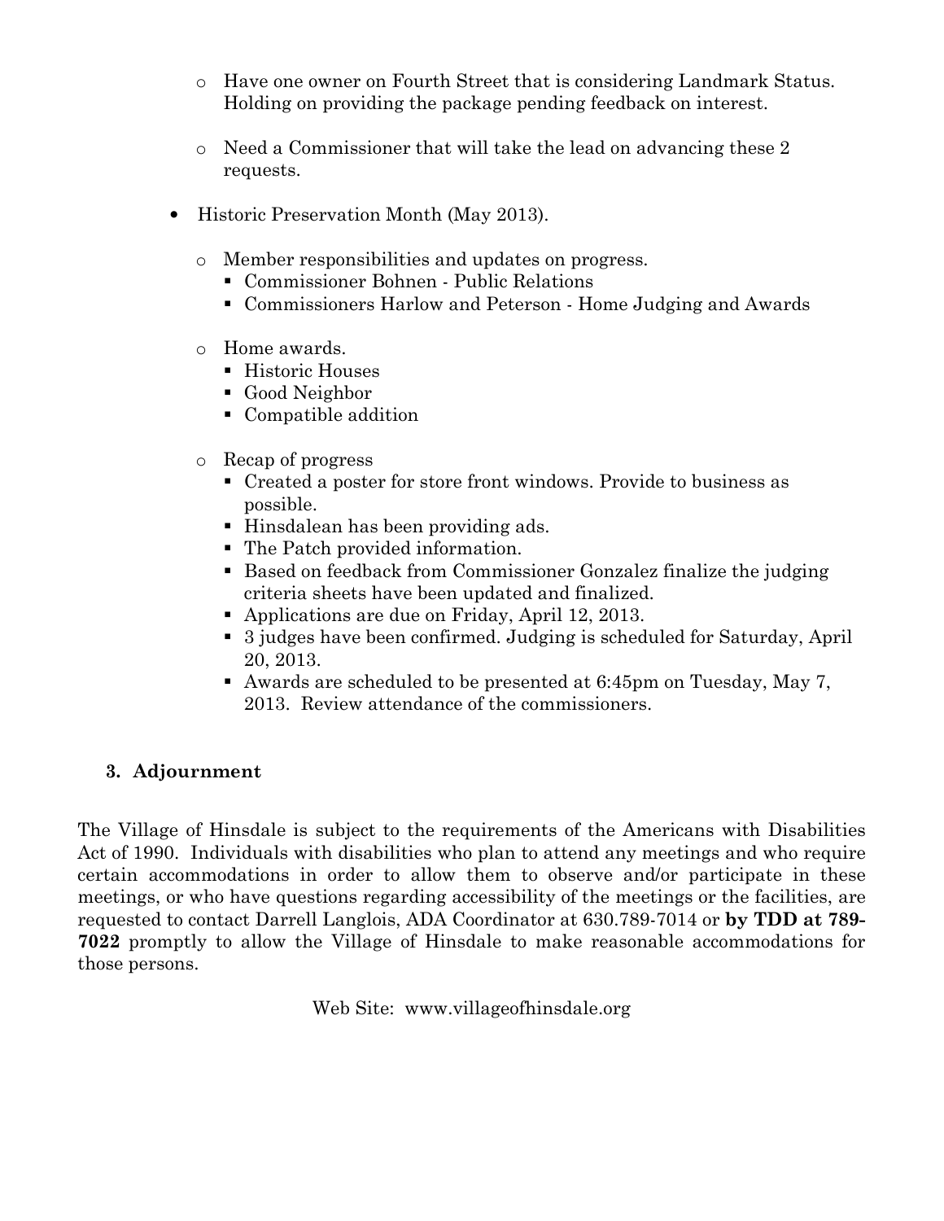- Have one owner on Fourth Street that is considering Landmark Status. Holding on providing the package pending feedback on interest.

  - Need a Commissioner that will take the lead on advancing these 2 requests.

- Historic Preservation Month (May 2013).

  - Member responsibilities and updates on progress.
    - Commissioner Bohnen - Public Relations
    - Commissioners Harlow and Peterson - Home Judging and Awards

  - Home awards.
    - Historic Houses
    - Good Neighbor
    - Compatible addition

  - Recap of progress
    - Created a poster for store front windows. Provide to business as possible.
    - Hinsdalean has been providing ads.
    - The Patch provided information.
    - Based on feedback from Commissioner Gonzalez finalize the judging criteria sheets have been updated and finalized.
    - Applications are due on Friday, April 12, 2013.
    - 3 judges have been confirmed. Judging is scheduled for Saturday, April 20, 2013.
    - Awards are scheduled to be presented at 6:45pm on Tuesday, May 7, 2013. Review attendance of the commissioners.

**3. Adjournment**

The Village of Hinsdale is subject to the requirements of the Americans with Disabilities Act of 1990. Individuals with disabilities who plan to attend any meetings and who require certain accommodations in order to allow them to observe and/or participate in these meetings, or who have questions regarding accessibility of the meetings or the facilities, are requested to contact Darrell Langlois, ADA Coordinator at 630.789-7014 or **by TDD at 789-7022** promptly to allow the Village of Hinsdale to make reasonable accommodations for those persons.

Web Site: www.villageofhinsdale.org